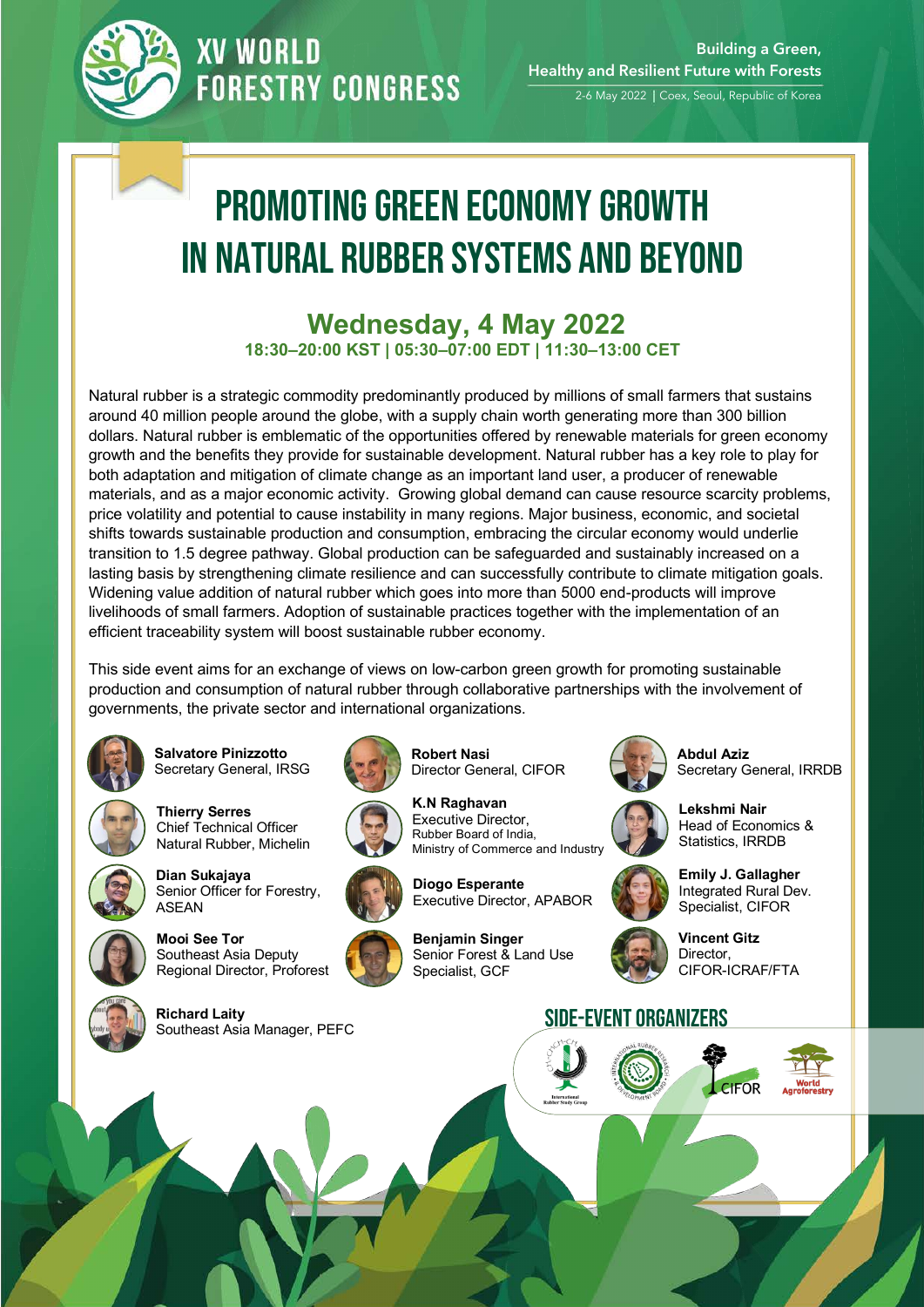XV WORLD FORESTRY CONGRESS

Building a Green, Healthy and Resilient Future with Forests

2-6 May 2022 | Coex, Seoul, Republic of Korea

# PROMOTING GREEN ECONOMY GROWTH IN NATURAL RUBBER SYSTEMS AND BEYOND

## Wednesday, 4 May 2022

**18:30–20:00 KST | 05:30–07:00 EDT | 11:30–13:00 CET**

Natural rubber is a strategic commodity predominantly produced by millions of small farmers that sustains around 40 million people around the globe, with a supply chain worth generating more than 300 billion dollars. Natural rubber is emblematic of the opportunities offered by renewable materials for green economy growth and the benefits they provide for sustainable development. Natural rubber has a key role to play for both adaptation and mitigation of climate change as an important land user, a producer of renewable materials, and as a major economic activity. Growing global demand can cause resource scarcity problems, price volatility and potential to cause instability in many regions. Major business, economic, and societal shifts towards sustainable production and consumption, embracing the circular economy would underlie transition to 1.5 degree pathway. Global production can be safeguarded and sustainably increased on a lasting basis by strengthening climate resilience and can successfully contribute to climate mitigation goals. Widening value addition of natural rubber which goes into more than 5000 end-products will improve livelihoods of small farmers. Adoption of sustainable practices together with the implementation of an efficient traceability system will boost sustainable rubber economy.

This side event aims for an exchange of views on low-carbon green growth for promoting sustainable production and consumption of natural rubber through collaborative partnerships with the involvement of governments, the private sector and international organizations.

**Salvatore Pinizzotto**
Secretary General, IRSG

**Thierry Serres**
Chief Technical Officer
Natural Rubber, Michelin

**Dian Sukajaya**
Senior Officer for Forestry, ASEAN

**Mooi See Tor**
Southeast Asia Deputy Regional Director, Proforest

**Richard Laity**
Southeast Asia Manager, PEFC

**Robert Nasi**
Director General, CIFOR

**K.N Raghavan**
Executive Director,
Rubber Board of India,
Ministry of Commerce and Industry

**Diogo Esperante**
Executive Director, APABOR

**Benjamin Singer**
Senior Forest & Land Use Specialist, GCF

**Abdul Aziz**
Secretary General, IRRDB

**Lekshmi Nair**
Head of Economics & Statistics, IRRDB

**Emily J. Gallagher**
Integrated Rural Dev. Specialist, CIFOR

**Vincent Gitz**
Director,
CIFOR-ICRAF/FTA

## SIDE-EVENT ORGANIZERS

International Rubber Study Group · International Rubber Research & Development Board · CIFOR · World Agroforestry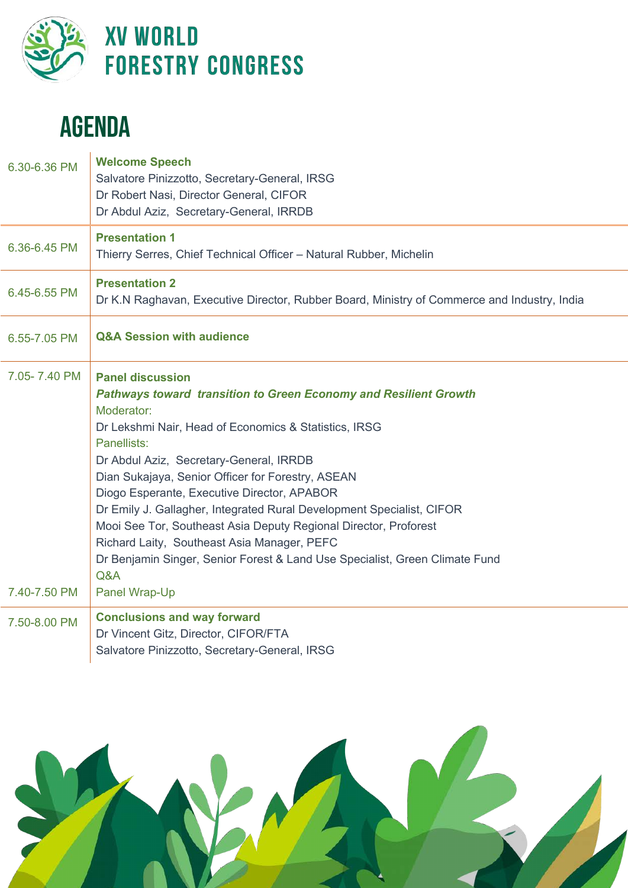# XV WORLD FORESTRY CONGRESS

## AGENDA

| | |
|---|---|
| 6.30-6.36 PM | **Welcome Speech**<br>Salvatore Pinizzotto, Secretary-General, IRSG<br>Dr Robert Nasi, Director General, CIFOR<br>Dr Abdul Aziz, Secretary-General, IRRDB |
| 6.36-6.45 PM | **Presentation 1**<br>Thierry Serres, Chief Technical Officer – Natural Rubber, Michelin |
| 6.45-6.55 PM | **Presentation 2**<br>Dr K.N Raghavan, Executive Director, Rubber Board, Ministry of Commerce and Industry, India |
| 6.55-7.05 PM | **Q&A Session with audience** |
| 7.05- 7.40 PM | **Panel discussion**<br>***Pathways toward transition to Green Economy and Resilient Growth***<br>Moderator:<br>Dr Lekshmi Nair, Head of Economics & Statistics, IRSG<br>Panellists:<br>Dr Abdul Aziz, Secretary-General, IRRDB<br>Dian Sukajaya, Senior Officer for Forestry, ASEAN<br>Diogo Esperante, Executive Director, APABOR<br>Dr Emily J. Gallagher, Integrated Rural Development Specialist, CIFOR<br>Mooi See Tor, Southeast Asia Deputy Regional Director, Proforest<br>Richard Laity, Southeast Asia Manager, PEFC<br>Dr Benjamin Singer, Senior Forest & Land Use Specialist, Green Climate Fund<br>Q&A |
| 7.40-7.50 PM | Panel Wrap-Up |
| 7.50-8.00 PM | **Conclusions and way forward**<br>Dr Vincent Gitz, Director, CIFOR/FTA<br>Salvatore Pinizzotto, Secretary-General, IRSG |